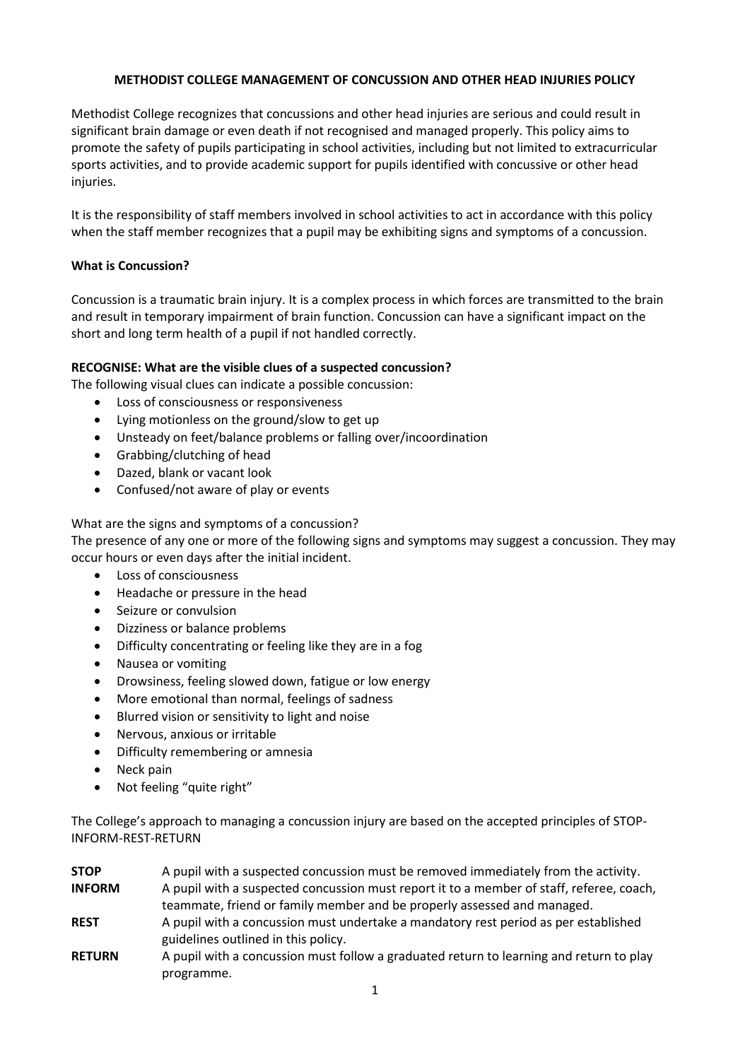# METHODIST COLLEGE MANAGEMENT OF CONCUSSION AND OTHER HEAD INJURIES POLICY

Methodist College recognizes that concussions and other head injuries are serious and could result in significant brain damage or even death if not recognised and managed properly. This policy aims to promote the safety of pupils participating in school activities, including but not limited to extracurricular sports activities, and to provide academic support for pupils identified with concussive or other head injuries.

It is the responsibility of staff members involved in school activities to act in accordance with this policy when the staff member recognizes that a pupil may be exhibiting signs and symptoms of a concussion.

## What is Concussion?

Concussion is a traumatic brain injury. It is a complex process in which forces are transmitted to the brain and result in temporary impairment of brain function. Concussion can have a significant impact on the short and long term health of a pupil if not handled correctly.

## RECOGNISE: What are the visible clues of a suspected concussion?

The following visual clues can indicate a possible concussion:

- Loss of consciousness or responsiveness
- Lying motionless on the ground/slow to get up
- Unsteady on feet/balance problems or falling over/incoordination
- Grabbing/clutching of head
- Dazed, blank or vacant look
- Confused/not aware of play or events

What are the signs and symptoms of a concussion?

The presence of any one or more of the following signs and symptoms may suggest a concussion. They may occur hours or even days after the initial incident.

- Loss of consciousness
- Headache or pressure in the head
- Seizure or convulsion
- Dizziness or balance problems
- Difficulty concentrating or feeling like they are in a fog
- Nausea or vomiting
- Drowsiness, feeling slowed down, fatigue or low energy
- More emotional than normal, feelings of sadness
- Blurred vision or sensitivity to light and noise
- Nervous, anxious or irritable
- Difficulty remembering or amnesia
- Neck pain
- Not feeling "quite right"

The College's approach to managing a concussion injury are based on the accepted principles of STOP-INFORM-REST-RETURN

| | |
|---|---|
| **STOP** | A pupil with a suspected concussion must be removed immediately from the activity. |
| **INFORM** | A pupil with a suspected concussion must report it to a member of staff, referee, coach, teammate, friend or family member and be properly assessed and managed. |
| **REST** | A pupil with a concussion must undertake a mandatory rest period as per established guidelines outlined in this policy. |
| **RETURN** | A pupil with a concussion must follow a graduated return to learning and return to play programme. |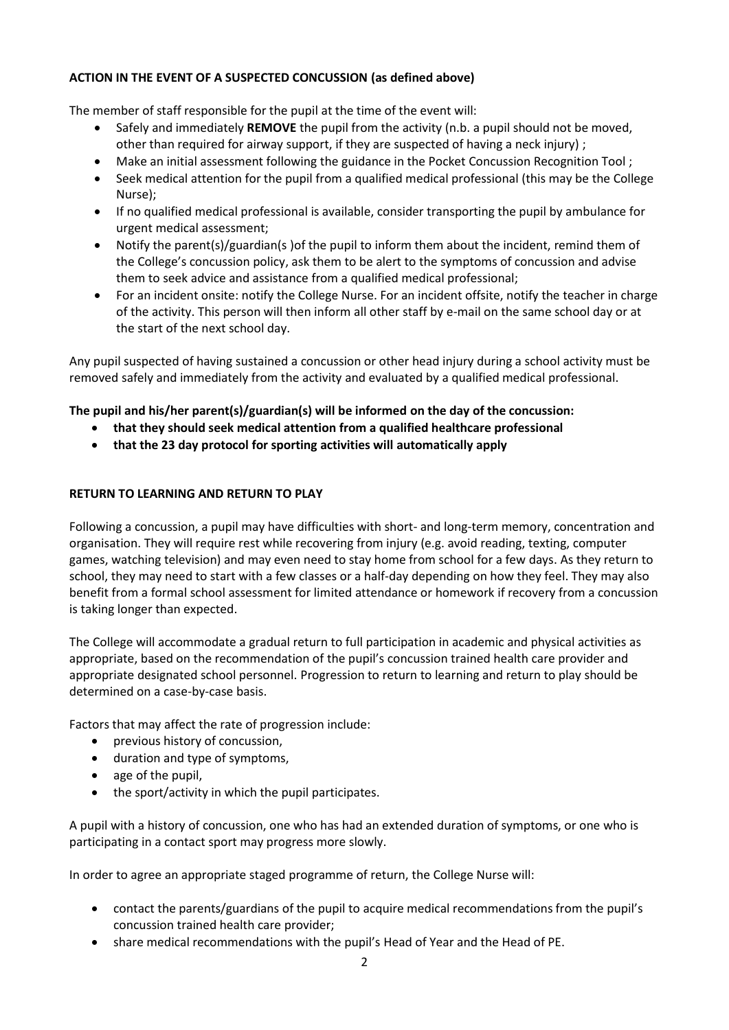**ACTION IN THE EVENT OF A SUSPECTED CONCUSSION (as defined above)**

The member of staff responsible for the pupil at the time of the event will:

- Safely and immediately **REMOVE** the pupil from the activity (n.b. a pupil should not be moved, other than required for airway support, if they are suspected of having a neck injury) ;
- Make an initial assessment following the guidance in the Pocket Concussion Recognition Tool ;
- Seek medical attention for the pupil from a qualified medical professional (this may be the College Nurse);
- If no qualified medical professional is available, consider transporting the pupil by ambulance for urgent medical assessment;
- Notify the parent(s)/guardian(s )of the pupil to inform them about the incident, remind them of the College's concussion policy, ask them to be alert to the symptoms of concussion and advise them to seek advice and assistance from a qualified medical professional;
- For an incident onsite: notify the College Nurse. For an incident offsite, notify the teacher in charge of the activity. This person will then inform all other staff by e-mail on the same school day or at the start of the next school day.

Any pupil suspected of having sustained a concussion or other head injury during a school activity must be removed safely and immediately from the activity and evaluated by a qualified medical professional.

**The pupil and his/her parent(s)/guardian(s) will be informed on the day of the concussion:**

- **that they should seek medical attention from a qualified healthcare professional**
- **that the 23 day protocol for sporting activities will automatically apply**

**RETURN TO LEARNING AND RETURN TO PLAY**

Following a concussion, a pupil may have difficulties with short- and long-term memory, concentration and organisation. They will require rest while recovering from injury (e.g. avoid reading, texting, computer games, watching television) and may even need to stay home from school for a few days. As they return to school, they may need to start with a few classes or a half-day depending on how they feel. They may also benefit from a formal school assessment for limited attendance or homework if recovery from a concussion is taking longer than expected.

The College will accommodate a gradual return to full participation in academic and physical activities as appropriate, based on the recommendation of the pupil's concussion trained health care provider and appropriate designated school personnel. Progression to return to learning and return to play should be determined on a case-by-case basis.

Factors that may affect the rate of progression include:

- previous history of concussion,
- duration and type of symptoms,
- age of the pupil,
- the sport/activity in which the pupil participates.

A pupil with a history of concussion, one who has had an extended duration of symptoms, or one who is participating in a contact sport may progress more slowly.

In order to agree an appropriate staged programme of return, the College Nurse will:

- contact the parents/guardians of the pupil to acquire medical recommendations from the pupil's concussion trained health care provider;
- share medical recommendations with the pupil's Head of Year and the Head of PE.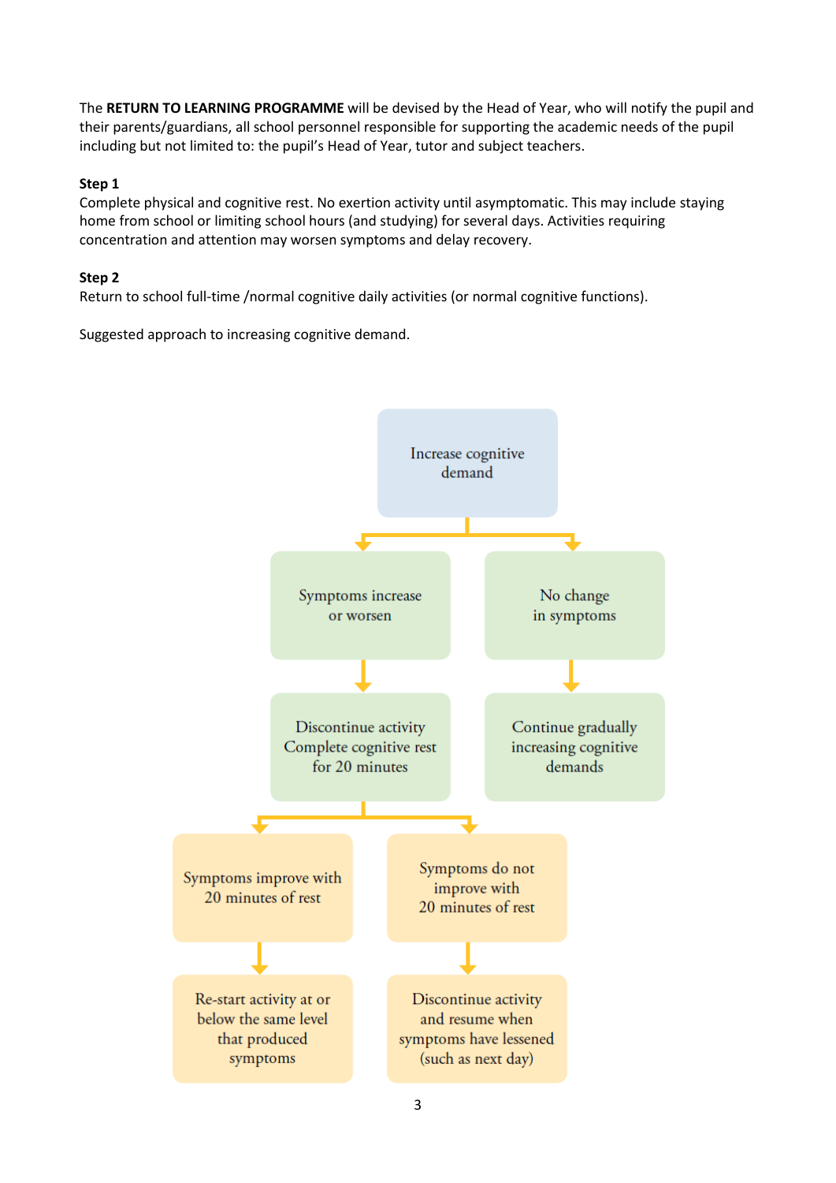The **RETURN TO LEARNING PROGRAMME** will be devised by the Head of Year, who will notify the pupil and their parents/guardians, all school personnel responsible for supporting the academic needs of the pupil including but not limited to: the pupil's Head of Year, tutor and subject teachers.

**Step 1**

Complete physical and cognitive rest. No exertion activity until asymptomatic. This may include staying home from school or limiting school hours (and studying) for several days. Activities requiring concentration and attention may worsen symptoms and delay recovery.

**Step 2**

Return to school full-time /normal cognitive daily activities (or normal cognitive functions).

Suggested approach to increasing cognitive demand.

- **Increase cognitive demand**
  - **Symptoms increase or worsen** → Discontinue activity. Complete cognitive rest for 20 minutes
    - **Symptoms improve with 20 minutes of rest** → Re-start activity at or below the same level that produced symptoms
    - **Symptoms do not improve with 20 minutes of rest** → Discontinue activity and resume when symptoms have lessened (such as next day)
  - **No change in symptoms** → Continue gradually increasing cognitive demands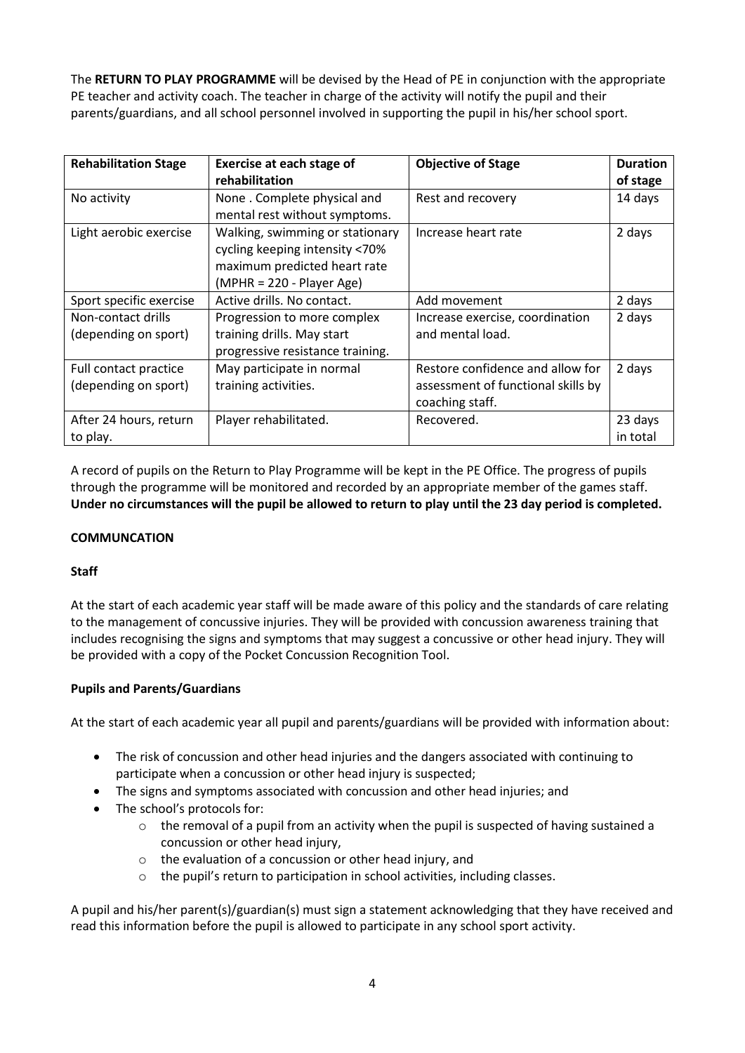The **RETURN TO PLAY PROGRAMME** will be devised by the Head of PE in conjunction with the appropriate PE teacher and activity coach. The teacher in charge of the activity will notify the pupil and their parents/guardians, and all school personnel involved in supporting the pupil in his/her school sport.

| **Rehabilitation Stage** | **Exercise at each stage of rehabilitation** | **Objective of Stage** | **Duration of stage** |
|---|---|---|---|
| No activity | None . Complete physical and mental rest without symptoms. | Rest and recovery | 14 days |
| Light aerobic exercise | Walking, swimming or stationary cycling keeping intensity <70% maximum predicted heart rate (MPHR = 220 - Player Age) | Increase heart rate | 2 days |
| Sport specific exercise | Active drills. No contact. | Add movement | 2 days |
| Non-contact drills (depending on sport) | Progression to more complex training drills. May start progressive resistance training. | Increase exercise, coordination and mental load. | 2 days |
| Full contact practice (depending on sport) | May participate in normal training activities. | Restore confidence and allow for assessment of functional skills by coaching staff. | 2 days |
| After 24 hours, return to play. | Player rehabilitated. | Recovered. | 23 days in total |

A record of pupils on the Return to Play Programme will be kept in the PE Office. The progress of pupils through the programme will be monitored and recorded by an appropriate member of the games staff. **Under no circumstances will the pupil be allowed to return to play until the 23 day period is completed.**

**COMMUNCATION**

**Staff**

At the start of each academic year staff will be made aware of this policy and the standards of care relating to the management of concussive injuries. They will be provided with concussion awareness training that includes recognising the signs and symptoms that may suggest a concussive or other head injury. They will be provided with a copy of the Pocket Concussion Recognition Tool.

**Pupils and Parents/Guardians**

At the start of each academic year all pupil and parents/guardians will be provided with information about:

- The risk of concussion and other head injuries and the dangers associated with continuing to participate when a concussion or other head injury is suspected;
- The signs and symptoms associated with concussion and other head injuries; and
- The school's protocols for:
  - the removal of a pupil from an activity when the pupil is suspected of having sustained a concussion or other head injury,
  - the evaluation of a concussion or other head injury, and
  - the pupil's return to participation in school activities, including classes.

A pupil and his/her parent(s)/guardian(s) must sign a statement acknowledging that they have received and read this information before the pupil is allowed to participate in any school sport activity.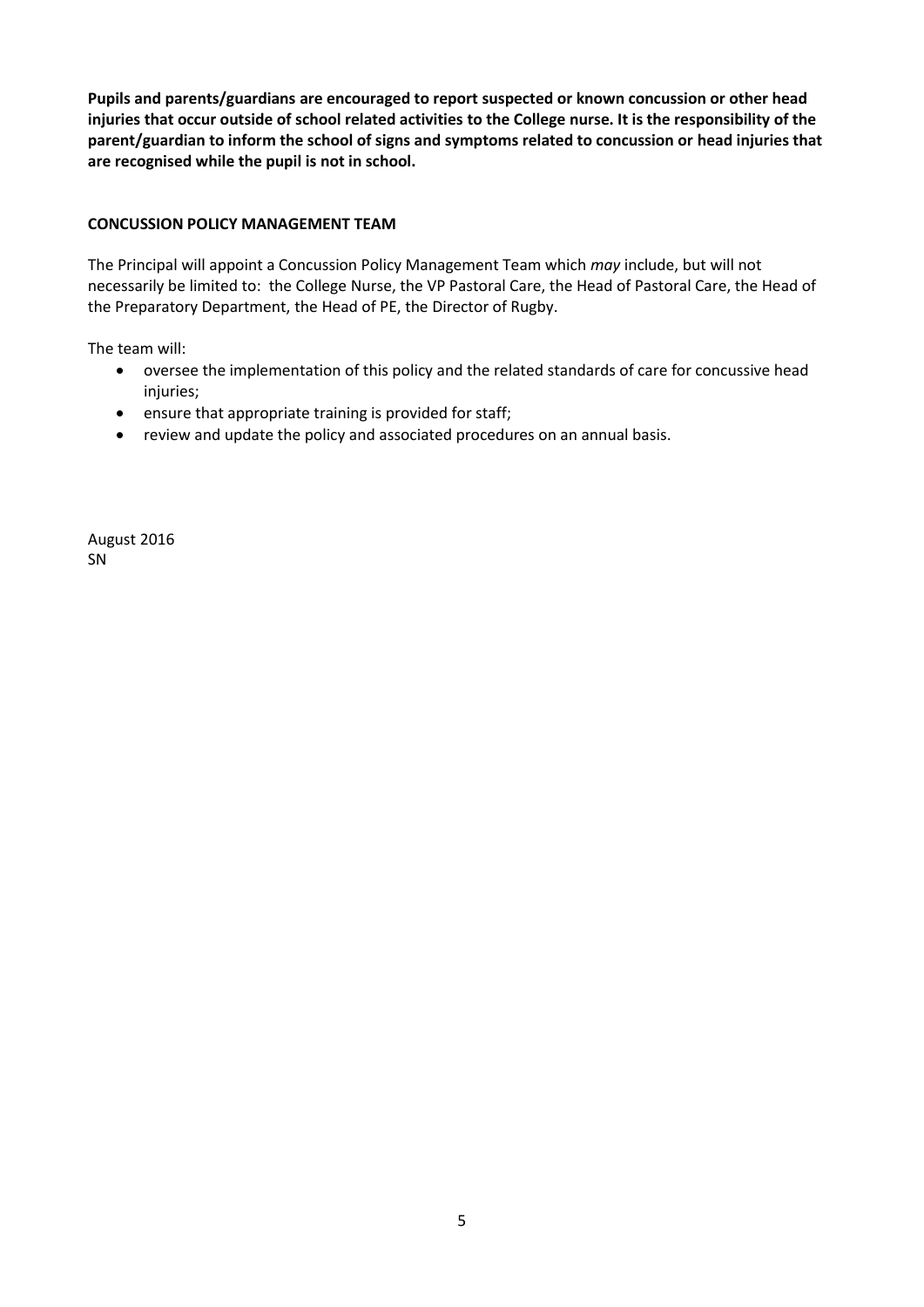**Pupils and parents/guardians are encouraged to report suspected or known concussion or other head injuries that occur outside of school related activities to the College nurse. It is the responsibility of the parent/guardian to inform the school of signs and symptoms related to concussion or head injuries that are recognised while the pupil is not in school.**

**CONCUSSION POLICY MANAGEMENT TEAM**

The Principal will appoint a Concussion Policy Management Team which *may* include, but will not necessarily be limited to: the College Nurse, the VP Pastoral Care, the Head of Pastoral Care, the Head of the Preparatory Department, the Head of PE, the Director of Rugby.

The team will:

- oversee the implementation of this policy and the related standards of care for concussive head injuries;
- ensure that appropriate training is provided for staff;
- review and update the policy and associated procedures on an annual basis.

August 2016
SN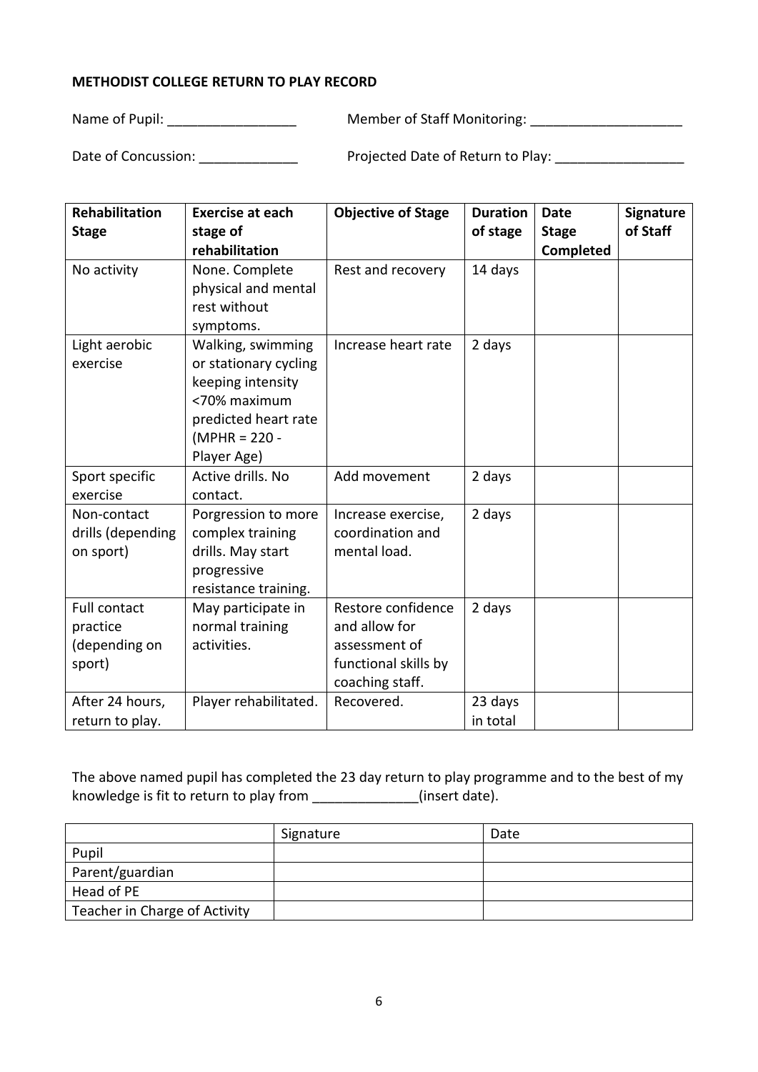**METHODIST COLLEGE RETURN TO PLAY RECORD**

Name of Pupil: _________________ Member of Staff Monitoring: ____________________

Date of Concussion: _____________ Projected Date of Return to Play: _________________

| Rehabilitation Stage | Exercise at each stage of rehabilitation | Objective of Stage | Duration of stage | Date Stage Completed | Signature of Staff |
|---|---|---|---|---|---|
| No activity | None. Complete physical and mental rest without symptoms. | Rest and recovery | 14 days | | |
| Light aerobic exercise | Walking, swimming or stationary cycling keeping intensity <70% maximum predicted heart rate (MPHR = 220 - Player Age) | Increase heart rate | 2 days | | |
| Sport specific exercise | Active drills. No contact. | Add movement | 2 days | | |
| Non-contact drills (depending on sport) | Porgression to more complex training drills. May start progressive resistance training. | Increase exercise, coordination and mental load. | 2 days | | |
| Full contact practice (depending on sport) | May participate in normal training activities. | Restore confidence and allow for assessment of functional skills by coaching staff. | 2 days | | |
| After 24 hours, return to play. | Player rehabilitated. | Recovered. | 23 days in total | | |

The above named pupil has completed the 23 day return to play programme and to the best of my knowledge is fit to return to play from _____________(insert date).

| | Signature | Date |
|---|---|---|
| Pupil | | |
| Parent/guardian | | |
| Head of PE | | |
| Teacher in Charge of Activity | | |